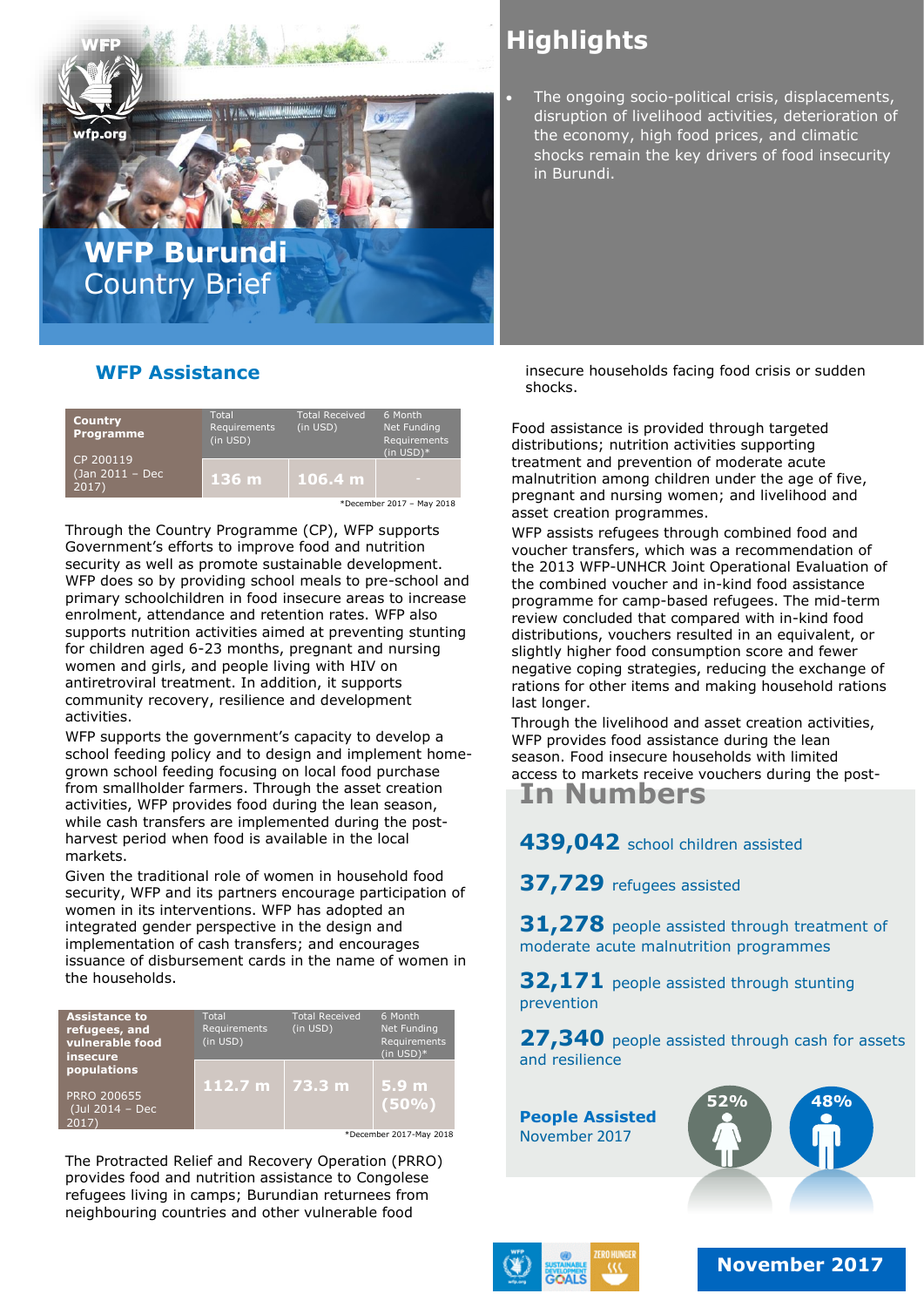# WFP Burundi Country Brief

## Highlights

- The ongoing socio-political crisis, displacements, disruption of livelihood activities, deterioration of the economy, high food prices, and climatic shocks remain the key drivers of food insecurity in Burundi.

## WFP Assistance

| Country Programme | Total Requirements (in USD) | Total Received (in USD) | 6 Month Net Funding Requirements (in USD)* |
|---|---|---|---|
| CP 200119 (Jan 2011 – Dec 2017) | 136 m | 106.4 m | - |

*December 2017 – May 2018

Through the Country Programme (CP), WFP supports Government's efforts to improve food and nutrition security as well as promote sustainable development. WFP does so by providing school meals to pre-school and primary schoolchildren in food insecure areas to increase enrolment, attendance and retention rates. WFP also supports nutrition activities aimed at preventing stunting for children aged 6-23 months, pregnant and nursing women and girls, and people living with HIV on antiretroviral treatment. In addition, it supports community recovery, resilience and development activities.

WFP supports the government's capacity to develop a school feeding policy and to design and implement home-grown school feeding focusing on local food purchase from smallholder farmers. Through the asset creation activities, WFP provides food during the lean season, while cash transfers are implemented during the post-harvest period when food is available in the local markets.

Given the traditional role of women in household food security, WFP and its partners encourage participation of women in its interventions. WFP has adopted an integrated gender perspective in the design and implementation of cash transfers; and encourages issuance of disbursement cards in the name of women in the households.

| Assistance to refugees, and vulnerable food insecure populations | Total Requirements (in USD) | Total Received (in USD) | 6 Month Net Funding Requirements (in USD)* |
|---|---|---|---|
| PRRO 200655 (Jul 2014 – Dec 2017) | 112.7 m | 73.3 m | 5.9 m (50%) |

*December 2017-May 2018

The Protracted Relief and Recovery Operation (PRRO) provides food and nutrition assistance to Congolese refugees living in camps; Burundian returnees from neighbouring countries and other vulnerable food insecure households facing food crisis or sudden shocks.

Food assistance is provided through targeted distributions; nutrition activities supporting treatment and prevention of moderate acute malnutrition among children under the age of five, pregnant and nursing women; and livelihood and asset creation programmes.

WFP assists refugees through combined food and voucher transfers, which was a recommendation of the 2013 WFP-UNHCR Joint Operational Evaluation of the combined voucher and in-kind food assistance programme for camp-based refugees. The mid-term review concluded that compared with in-kind food distributions, vouchers resulted in an equivalent, or slightly higher food consumption score and fewer negative coping strategies, reducing the exchange of rations for other items and making household rations last longer.

Through the livelihood and asset creation activities, WFP provides food assistance during the lean season. Food insecure households with limited access to markets receive vouchers during the post-

## In Numbers

**439,042** school children assisted

**37,729** refugees assisted

**31,278** people assisted through treatment of moderate acute malnutrition programmes

**32,171** people assisted through stunting prevention

**27,340** people assisted through cash for assets and resilience

**People Assisted**
November 2017

52% 48%

November 2017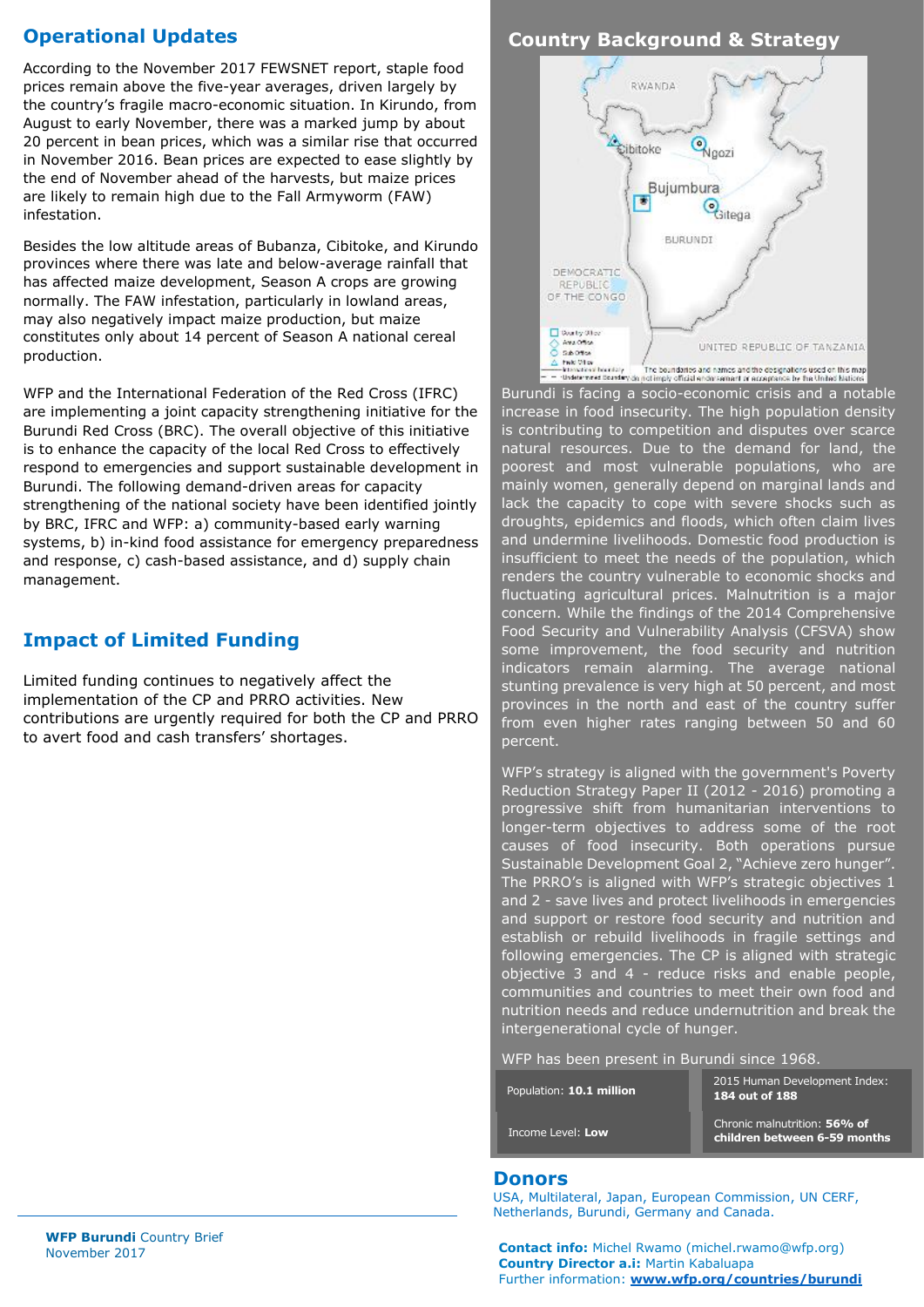## Operational Updates

According to the November 2017 FEWSNET report, staple food prices remain above the five-year averages, driven largely by the country's fragile macro-economic situation. In Kirundo, from August to early November, there was a marked jump by about 20 percent in bean prices, which was a similar rise that occurred in November 2016. Bean prices are expected to ease slightly by the end of November ahead of the harvests, but maize prices are likely to remain high due to the Fall Armyworm (FAW) infestation.

Besides the low altitude areas of Bubanza, Cibitoke, and Kirundo provinces where there was late and below-average rainfall that has affected maize development, Season A crops are growing normally. The FAW infestation, particularly in lowland areas, may also negatively impact maize production, but maize constitutes only about 14 percent of Season A national cereal production.

WFP and the International Federation of the Red Cross (IFRC) are implementing a joint capacity strengthening initiative for the Burundi Red Cross (BRC). The overall objective of this initiative is to enhance the capacity of the local Red Cross to effectively respond to emergencies and support sustainable development in Burundi. The following demand-driven areas for capacity strengthening of the national society have been identified jointly by BRC, IFRC and WFP: a) community-based early warning systems, b) in-kind food assistance for emergency preparedness and response, c) cash-based assistance, and d) supply chain management.

## Impact of Limited Funding

Limited funding continues to negatively affect the implementation of the CP and PRRO activities. New contributions are urgently required for both the CP and PRRO to avert food and cash transfers' shortages.

## Country Background & Strategy

RWANDA
Cibitoke
Ngozi
Bujumbura
Gitega
BURUNDI
DEMOCRATIC REPUBLIC OF THE CONGO
UNITED REPUBLIC OF TANZANIA
Country Office
Area Office
Sub-Office
Field Office
International boundary
Undetermined boundary
The boundaries and names and the designations used on this map do not imply official endorsement or acceptance by the United Nations

Burundi is facing a socio-economic crisis and a notable increase in food insecurity. The high population density is contributing to competition and disputes over scarce natural resources. Due to the demand for land, the poorest and most vulnerable populations, who are mainly women, generally depend on marginal lands and lack the capacity to cope with severe shocks such as droughts, epidemics and floods, which often claim lives and undermine livelihoods. Domestic food production is insufficient to meet the needs of the population, which renders the country vulnerable to economic shocks and fluctuating agricultural prices. Malnutrition is a major concern. While the findings of the 2014 Comprehensive Food Security and Vulnerability Analysis (CFSVA) show some improvement, the food security and nutrition indicators remain alarming. The average national stunting prevalence is very high at 50 percent, and most provinces in the north and east of the country suffer from even higher rates ranging between 50 and 60 percent.

WFP's strategy is aligned with the government's Poverty Reduction Strategy Paper II (2012 - 2016) promoting a progressive shift from humanitarian interventions to longer-term objectives to address some of the root causes of food insecurity. Both operations pursue Sustainable Development Goal 2, "Achieve zero hunger". The PRRO's is aligned with WFP's strategic objectives 1 and 2 - save lives and protect livelihoods in emergencies and support or restore food security and nutrition and establish or rebuild livelihoods in fragile settings and following emergencies. The CP is aligned with strategic objective 3 and 4 - reduce risks and enable people, communities and countries to meet their own food and nutrition needs and reduce undernutrition and break the intergenerational cycle of hunger.

WFP has been present in Burundi since 1968.

| | |
|---|---|
| Population: **10.1 million** | 2015 Human Development Index: **184 out of 188** |
| Income Level: **Low** | Chronic malnutrition: **56% of children between 6-59 months** |

## Donors

USA, Multilateral, Japan, European Commission, UN CERF, Netherlands, Burundi, Germany and Canada.

**Contact info:** Michel Rwamo (michel.rwamo@wfp.org)
**Country Director a.i:** Martin Kabaluapa
Further information: **www.wfp.org/countries/burundi**

**WFP Burundi** Country Brief
November 2017